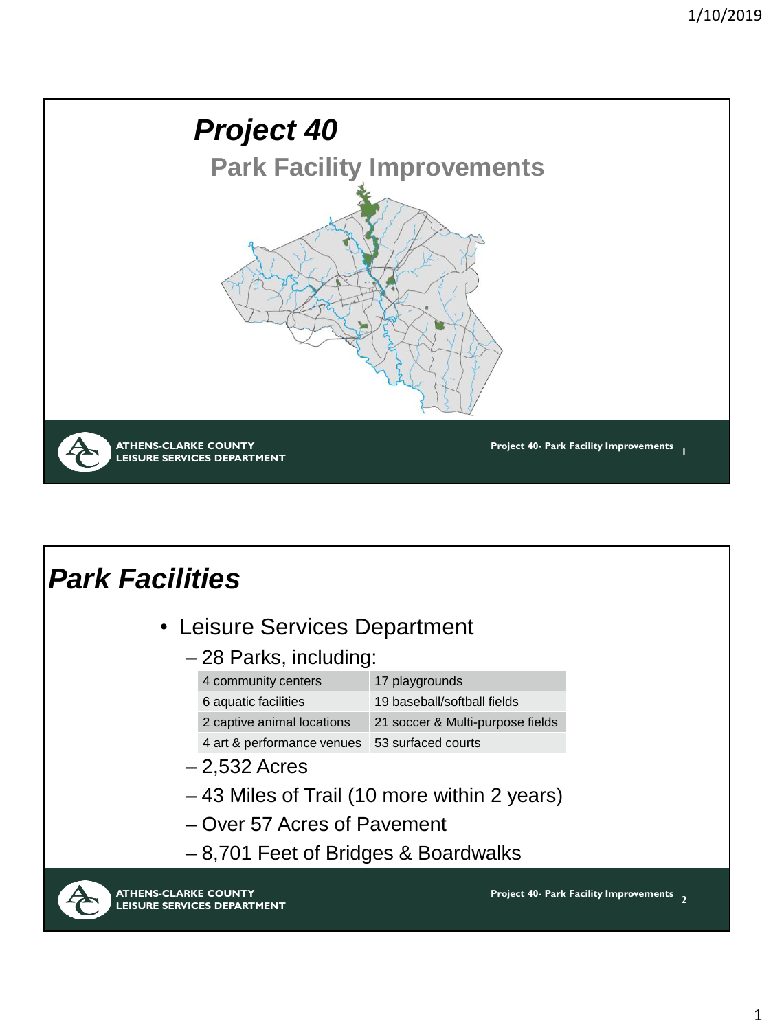# *Project 40*

## Park Facility Improvements

ATHENS-CLARKE COUNTY
LEISURE SERVICES DEPARTMENT

Project 40- Park Facility Improvements

# *Park Facilities*

- Leisure Services Department
  - 28 Parks, including:

| 4 community centers | 17 playgrounds |
|---|---|
| 6 aquatic facilities | 19 baseball/softball fields |
| 2 captive animal locations | 21 soccer & Multi-purpose fields |
| 4 art & performance venues | 53 surfaced courts |

  - 2,532 Acres
  - 43 Miles of Trail (10 more within 2 years)
  - Over 57 Acres of Pavement
  - 8,701 Feet of Bridges & Boardwalks

ATHENS-CLARKE COUNTY
LEISURE SERVICES DEPARTMENT

Project 40- Park Facility Improvements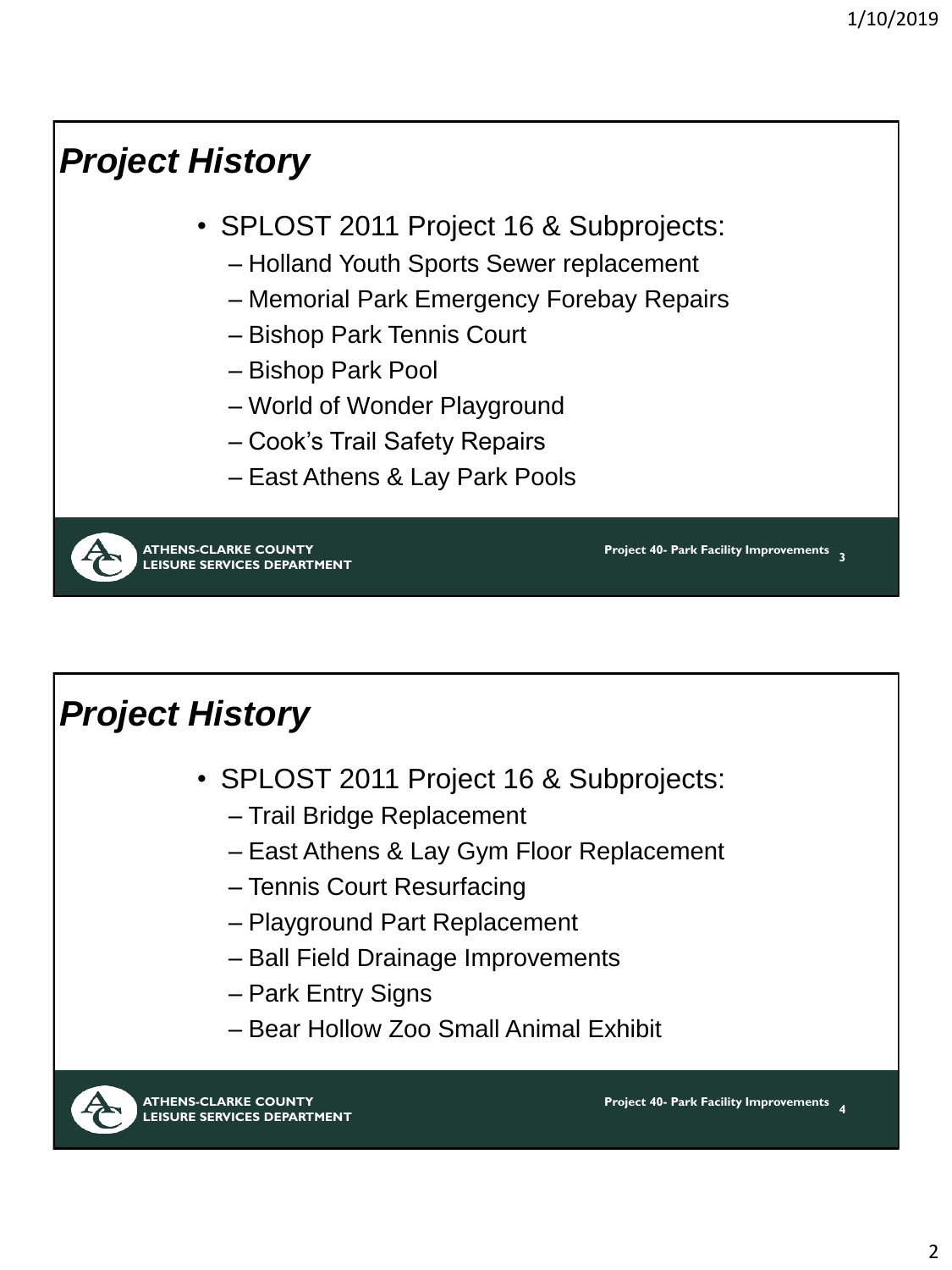## Project History

- SPLOST 2011 Project 16 & Subprojects:
  - Holland Youth Sports Sewer replacement
  - Memorial Park Emergency Forebay Repairs
  - Bishop Park Tennis Court
  - Bishop Park Pool
  - World of Wonder Playground
  - Cook's Trail Safety Repairs
  - East Athens & Lay Park Pools

ATHENS-CLARKE COUNTY
LEISURE SERVICES DEPARTMENT

Project 40- Park Facility Improvements

## Project History

- SPLOST 2011 Project 16 & Subprojects:
  - Trail Bridge Replacement
  - East Athens & Lay Gym Floor Replacement
  - Tennis Court Resurfacing
  - Playground Part Replacement
  - Ball Field Drainage Improvements
  - Park Entry Signs
  - Bear Hollow Zoo Small Animal Exhibit

ATHENS-CLARKE COUNTY
LEISURE SERVICES DEPARTMENT

Project 40- Park Facility Improvements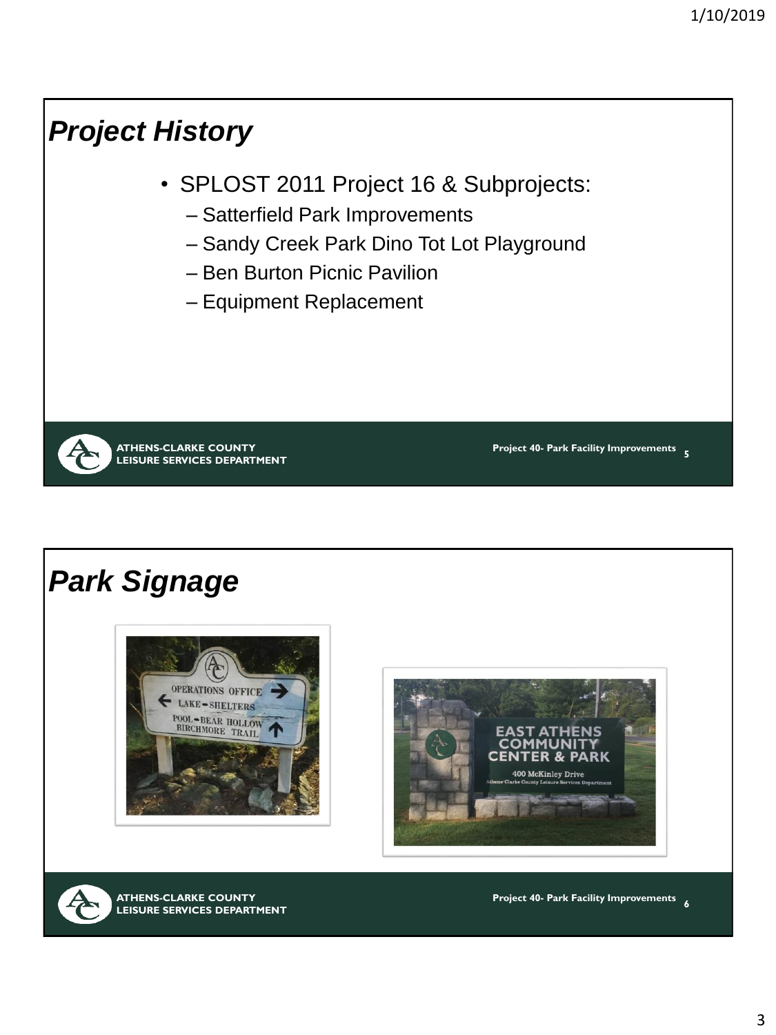## Project History

- SPLOST 2011 Project 16 & Subprojects:
  - Satterfield Park Improvements
  - Sandy Creek Park Dino Tot Lot Playground
  - Ben Burton Picnic Pavilion
  - Equipment Replacement

ATHENS-CLARKE COUNTY
LEISURE SERVICES DEPARTMENT

Project 40- Park Facility Improvements

## Park Signage

ATHENS-CLARKE COUNTY
LEISURE SERVICES DEPARTMENT

Project 40- Park Facility Improvements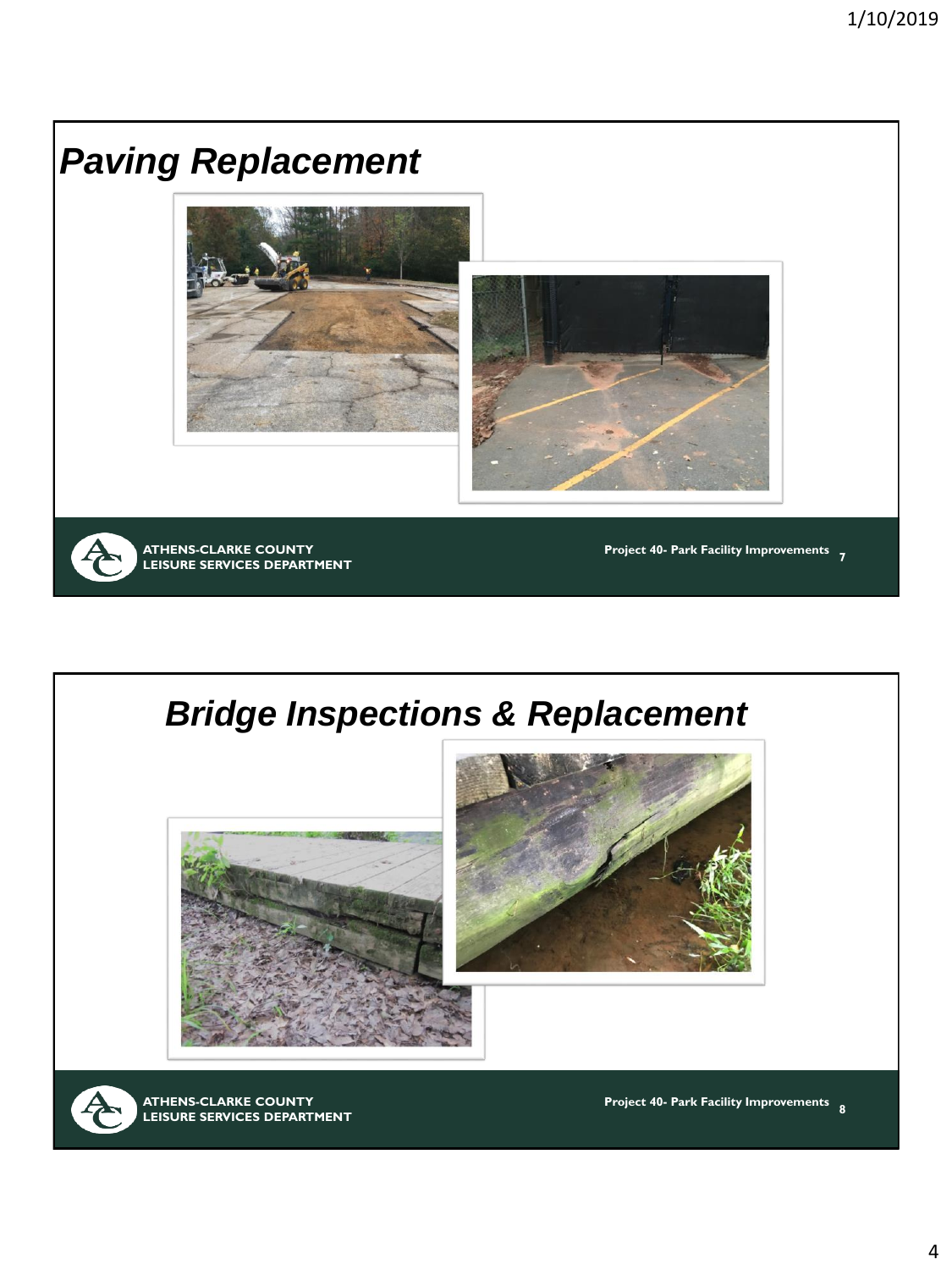## *Paving Replacement*

ATHENS-CLARKE COUNTY
LEISURE SERVICES DEPARTMENT

Project 40- Park Facility Improvements

## *Bridge Inspections & Replacement*

ATHENS-CLARKE COUNTY
LEISURE SERVICES DEPARTMENT

Project 40- Park Facility Improvements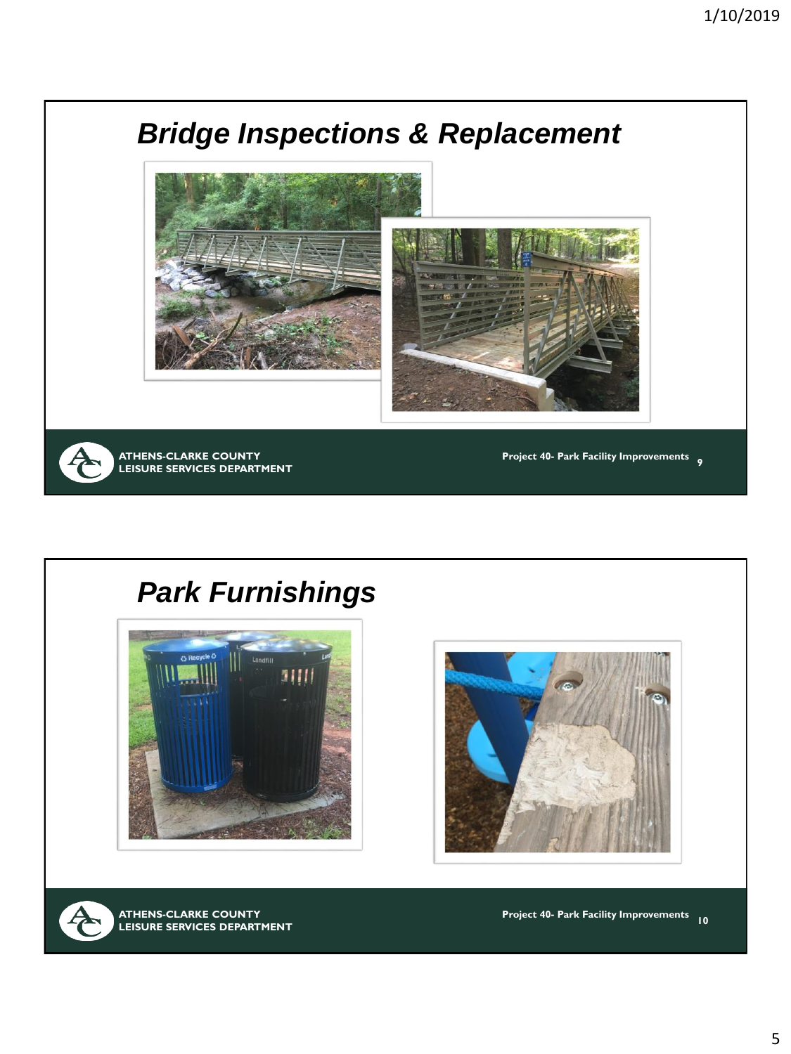## Bridge Inspections & Replacement

ATHENS-CLARKE COUNTY
LEISURE SERVICES DEPARTMENT

Project 40- Park Facility Improvements 9

## Park Furnishings

ATHENS-CLARKE COUNTY
LEISURE SERVICES DEPARTMENT

Project 40- Park Facility Improvements 10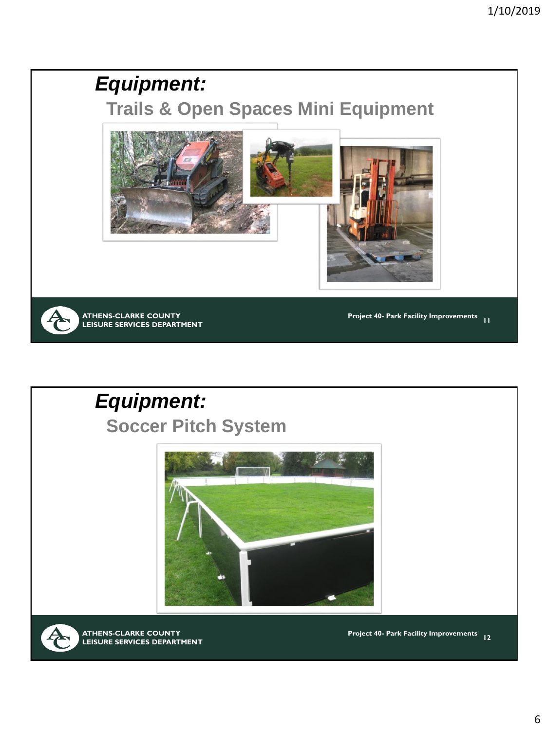## *Equipment:*

### Trails & Open Spaces Mini Equipment

ATHENS-CLARKE COUNTY
LEISURE SERVICES DEPARTMENT

Project 40- Park Facility Improvements

## *Equipment:*

### Soccer Pitch System

ATHENS-CLARKE COUNTY
LEISURE SERVICES DEPARTMENT

Project 40- Park Facility Improvements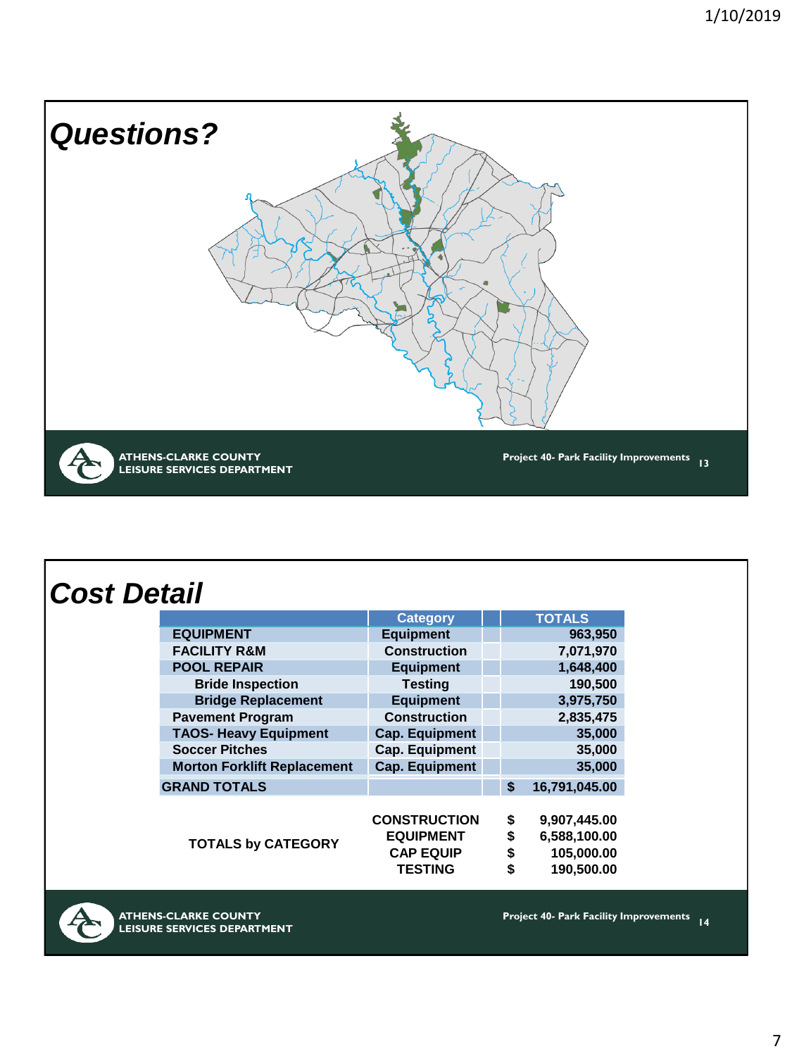# Questions?

ATHENS-CLARKE COUNTY
LEISURE SERVICES DEPARTMENT

Project 40- Park Facility Improvements 13

# Cost Detail

| | Category | TOTALS |
|---|---|---|
| EQUIPMENT | Equipment | 963,950 |
| FACILITY R&M | Construction | 7,071,970 |
| POOL REPAIR | Equipment | 1,648,400 |
| Bride Inspection | Testing | 190,500 |
| Bridge Replacement | Equipment | 3,975,750 |
| Pavement Program | Construction | 2,835,475 |
| TAOS- Heavy Equipment | Cap. Equipment | 35,000 |
| Soccer Pitches | Cap. Equipment | 35,000 |
| Morton Forklift Replacement | Cap. Equipment | 35,000 |
| GRAND TOTALS | | $ 16,791,045.00 |

| TOTALS by CATEGORY | | |
|---|---|---|
| | CONSTRUCTION | $ 9,907,445.00 |
| | EQUIPMENT | $ 6,588,100.00 |
| | CAP EQUIP | $ 105,000.00 |
| | TESTING | $ 190,500.00 |

ATHENS-CLARKE COUNTY
LEISURE SERVICES DEPARTMENT

Project 40- Park Facility Improvements 14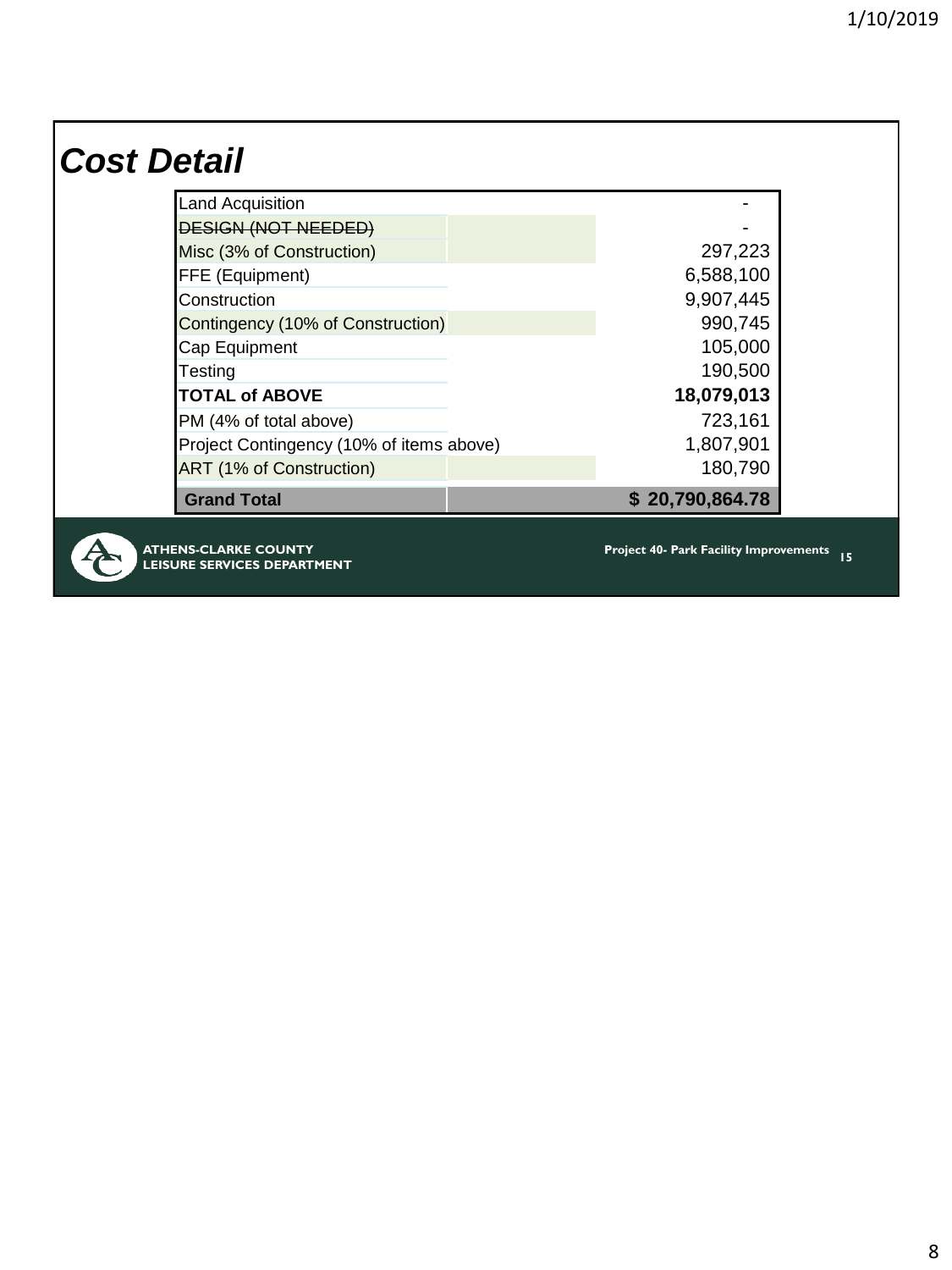## *Cost Detail*

| | |
|---|---|
| Land Acquisition | - |
| ~~DESIGN (NOT NEEDED)~~ | - |
| Misc (3% of Construction) | 297,223 |
| FFE (Equipment) | 6,588,100 |
| Construction | 9,907,445 |
| Contingency (10% of Construction) | 990,745 |
| Cap Equipment | 105,000 |
| Testing | 190,500 |
| **TOTAL of ABOVE** | **18,079,013** |
| PM (4% of total above) | 723,161 |
| Project Contingency (10% of items above) | 1,807,901 |
| ART (1% of Construction) | 180,790 |
| **Grand Total** | **$ 20,790,864.78** |

ATHENS-CLARKE COUNTY
LEISURE SERVICES DEPARTMENT

Project 40- Park Facility Improvements